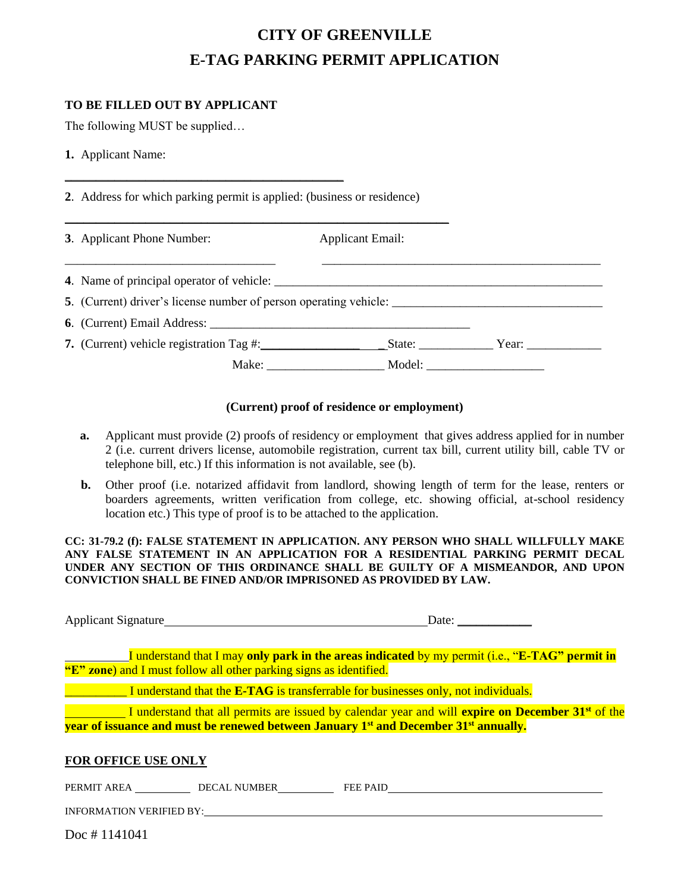# CITY OF GREENVILLE

# E-TAG PARKING PERMIT APPLICATION

**TO BE FILLED OUT BY APPLICANT**

The following MUST be supplied…

**1.** Applicant Name:

_____________________________________________

**2**. Address for which parking permit is applied: (business or residence)

_____________________________________________________________

**3**. Applicant Phone Number: __________________________________ Applicant Email: _____________________________________________

**4**. Name of principal operator of vehicle: _____________________________________________________

**5**. (Current) driver's license number of person operating vehicle: __________________________________

**6**. (Current) Email Address: ___________________________________________

**7.** (Current) vehicle registration Tag #:___________________ State: ____________ Year: ____________

Make: ___________________ Model: ___________________

**(Current) proof of residence or employment)**

- **a.** Applicant must provide (2) proofs of residency or employment that gives address applied for in number 2 (i.e. current drivers license, automobile registration, current tax bill, current utility bill, cable TV or telephone bill, etc.) If this information is not available, see (b).
- **b.** Other proof (i.e. notarized affidavit from landlord, showing length of term for the lease, renters or boarders agreements, written verification from college, etc. showing official, at-school residency location etc.) This type of proof is to be attached to the application.

**CC: 31-79.2 (f): FALSE STATEMENT IN APPLICATION. ANY PERSON WHO SHALL WILLFULLY MAKE ANY FALSE STATEMENT IN AN APPLICATION FOR A RESIDENTIAL PARKING PERMIT DECAL UNDER ANY SECTION OF THIS ORDINANCE SHALL BE GUILTY OF A MISMEANDOR, AND UPON CONVICTION SHALL BE FINED AND/OR IMPRISONED AS PROVIDED BY LAW.**

Applicant Signature_____________________________________________ Date: ____________

__________I understand that I may **only park in the areas indicated** by my permit (i.e., "**E-TAG" permit in "E" zone**) and I must follow all other parking signs as identified.

__________ I understand that the **E-TAG** is transferrable for businesses only, not individuals.

__________ I understand that all permits are issued by calendar year and will **expire on December 31st of the year of issuance and must be renewed between January 1st and December 31st annually.**

**FOR OFFICE USE ONLY**

PERMIT AREA __________ DECAL NUMBER__________ FEE PAID______________________________________

INFORMATION VERIFIED BY:_________________________________________________________________

Doc # 1141041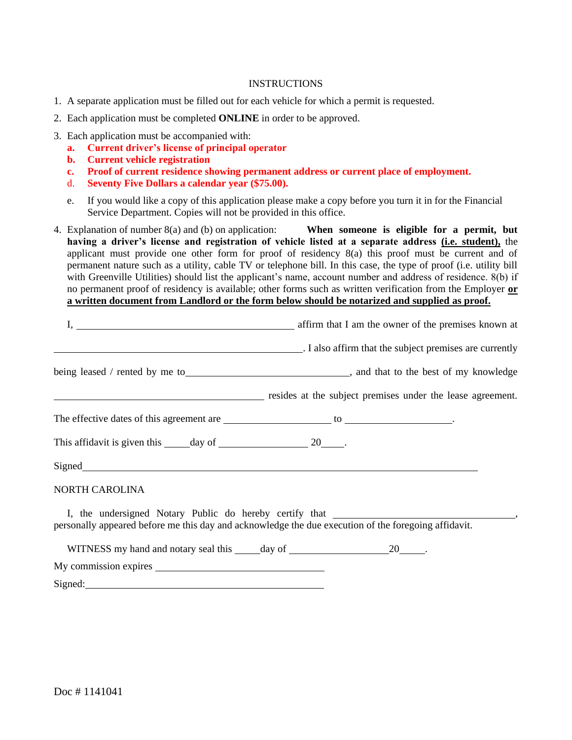INSTRUCTIONS

1. A separate application must be filled out for each vehicle for which a permit is requested.
2. Each application must be completed **ONLINE** in order to be approved.
3. Each application must be accompanied with:
   a. **Current driver's license of principal operator**
   b. **Current vehicle registration**
   c. **Proof of current residence showing permanent address or current place of employment.**
   d. **Seventy Five Dollars a calendar year ($75.00).**
   e. If you would like a copy of this application please make a copy before you turn it in for the Financial Service Department. Copies will not be provided in this office.
4. Explanation of number 8(a) and (b) on application: **When someone is eligible for a permit, but having a driver's license and registration of vehicle listed at a separate address (i.e. student),** the applicant must provide one other form for proof of residency 8(a) this proof must be current and of permanent nature such as a utility, cable TV or telephone bill. In this case, the type of proof (i.e. utility bill with Greenville Utilities) should list the applicant's name, account number and address of residence. 8(b) if no permanent proof of residency is available; other forms such as written verification from the Employer **or a written document from Landlord or the form below should be notarized and supplied as proof.**

I, ____________________________________ affirm that I am the owner of the premises known at ____________________________________. I also affirm that the subject premises are currently being leased / rented by me to ____________________________, and that to the best of my knowledge ____________________________________ resides at the subject premises under the lease agreement.

The effective dates of this agreement are ____________________ to ____________________.

This affidavit is given this _____ day of ________________ 20_____.

Signed________________________________________________________________________

NORTH CAROLINA

I, the undersigned Notary Public do hereby certify that ________________________________, personally appeared before me this day and acknowledge the due execution of the foregoing affidavit.

WITNESS my hand and notary seal this _____ day of ____________________ 20_____.

My commission expires ______________________________

Signed:____________________________________________

Doc # 1141041